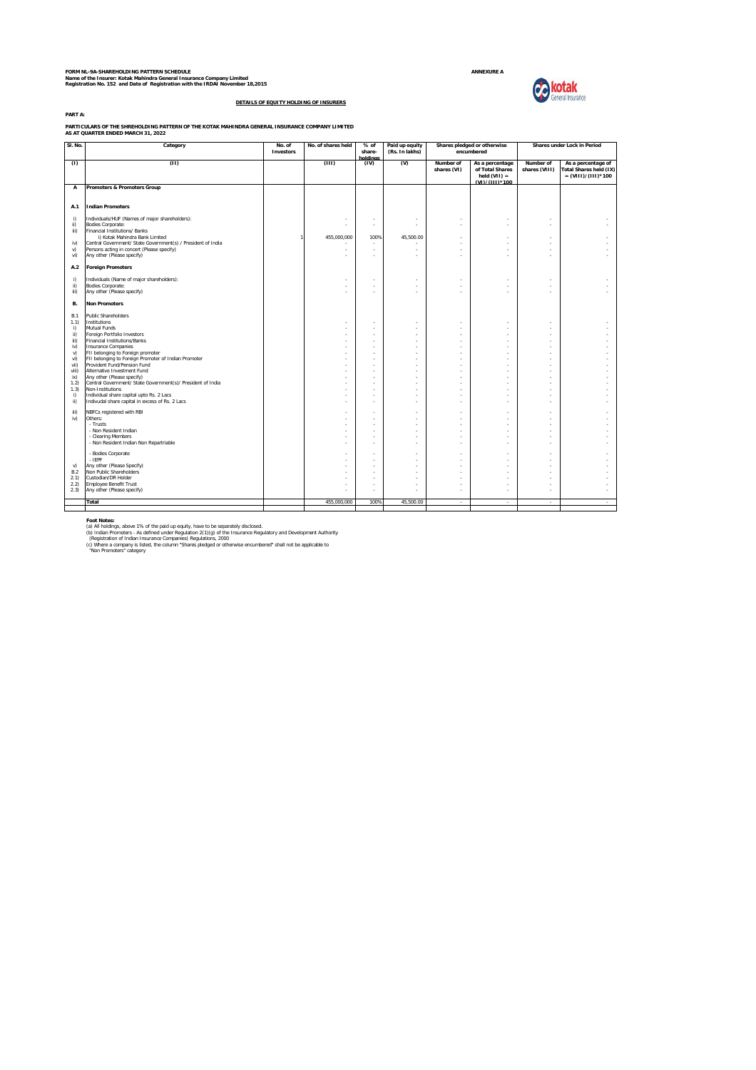**FORM NL-9A-SHAREHOLDING PATTERN SCHEDULE**
**Name of the Insurer: Kotak Mahindra General Insurance Company Limited**
**Registration No. 152 and Date of Registration with the IRDAI November 18,2015**

**ANNEXURE A**

## DETAILS OF EQUITY HOLDING OF INSURERS

**PART A:**

**PARTICULARS OF THE SHREHOLDING PATTERN OF THE KOTAK MAHINDRA GENERAL INSURANCE COMPANY LIMITED**
**AS AT QUARTER ENDED MARCH 31, 2022**

| Sl. No. | Category | No. of Investors | No. of shares held | % of share-holdings | Paid up equity (Rs. In lakhs) | Shares pledged or otherwise encumbered | | Shares under Lock in Period | |
|---|---|---|---|---|---|---|---|---|---|
| (I) | (II) | | (III) | (IV) | (V) | Number of shares (VI) | As a percentage of Total Shares held (VII) = (VI)/(III)*100 | Number of shares (VIII) | As a percentage of Total Shares held (IX) = (VIII)/(III)*100 |
| **A** | **Promoters & Promoters Group** | | | | | | | | |
| **A.1** | **Indian Promoters** | | | | | | | | |
| i) | Individuals/HUF (Names of major shareholders): | | - | - | - | - | - | - | - |
| ii) | Bodies Corporate: | | - | - | - | - | - | - | - |
| iii) | Financial Institutions/ Banks | | | | | | | | |
| | i) Kotak Mahindra Bank Limited | 1 | 455,000,000 | 100% | 45,500.00 | - | - | - | - |
| iv) | Central Government/ State Government(s) / President of India | | - | - | - | - | - | - | - |
| v) | Persons acting in concert (Please specify) | | - | - | - | - | - | - | - |
| vi) | Any other (Please specify) | | - | - | - | - | - | - | - |
| **A.2** | **Foreign Promoters** | | | | | | | | |
| i) | Individuals (Name of major shareholders): | | - | - | - | - | - | - | - |
| ii) | Bodies Corporate: | | - | - | - | - | - | - | - |
| iii) | Any other (Please specify) | | - | - | - | - | - | - | - |
| **B.** | **Non Promoters** | | | | | | | | |
| B.1 | Public Shareholders | | | | | | | | |
| 1.1) | Institutions | | - | - | - | - | - | - | - |
| i) | Mutual Funds | | - | - | - | - | - | - | - |
| ii) | Foreign Portfolio Investors | | - | - | - | - | - | - | - |
| iii) | Financial Institutions/Banks | | - | - | - | - | - | - | - |
| iv) | Insurance Companies | | - | - | - | - | - | - | - |
| v) | FII belonging to Foreign promoter | | - | - | - | - | - | - | - |
| vi) | FII belonging to Foreign Promoter of Indian Promoter | | - | - | - | - | - | - | - |
| vii) | Provident Fund/Pension Fund | | - | - | - | - | - | - | - |
| viii) | Alternative Investment Fund | | - | - | - | - | - | - | - |
| ix) | Any other (Please specify) | | - | - | - | - | - | - | - |
| 1.2) | Central Government/ State Government(s)/ President of India | | - | - | - | - | - | - | - |
| 1.3) | Non-Institutions | | - | - | - | - | - | - | - |
| i) | Individual share capital upto Rs. 2 Lacs | | - | - | - | - | - | - | - |
| ii) | Indivudal share capital in excess of Rs. 2 Lacs | | - | - | - | - | - | - | - |
| iii) | NBFCs registered with RBI | | - | - | - | - | - | - | - |
| iv) | Others: | | - | - | - | - | - | - | - |
| | - Trusts | | - | - | - | - | - | - | - |
| | - Non Resident Indian | | - | - | - | - | - | - | - |
| | - Clearing Members | | - | - | - | - | - | - | - |
| | - Non Resident Indian Non Repartriable | | - | - | - | - | - | - | - |
| | - Bodies Corporate | | - | - | - | - | - | - | - |
| | - IEPF | | - | - | - | - | - | - | - |
| v) | Any other (Please Specify) | | - | - | - | - | - | - | - |
| B.2 | Non Public Shareholders | | - | - | - | - | - | - | - |
| 2.1) | Custodian/DR Holder | | - | - | - | - | - | - | - |
| 2.2) | Employee Benefit Trust | | - | - | - | - | - | - | - |
| 2.3) | Any other (Please specify) | | - | - | - | - | - | - | - |
| | **Total** | | 455,000,000 | 100% | 45,500.00 | - | - | - | - |

**Foot Notes:**
(a) All holdings, above 1% of the paid up equity, have to be separately disclosed.
(b) Indian Promoters - As defined under Regulation 2(1)(g) of the Insurance Regulatory and Development Authority (Registration of Indian Insurance Companies) Regulations, 2000
(c) Where a company is listed, the column "Shares pledged or otherwise encumbered" shall not be applicable to "Non Promoters" category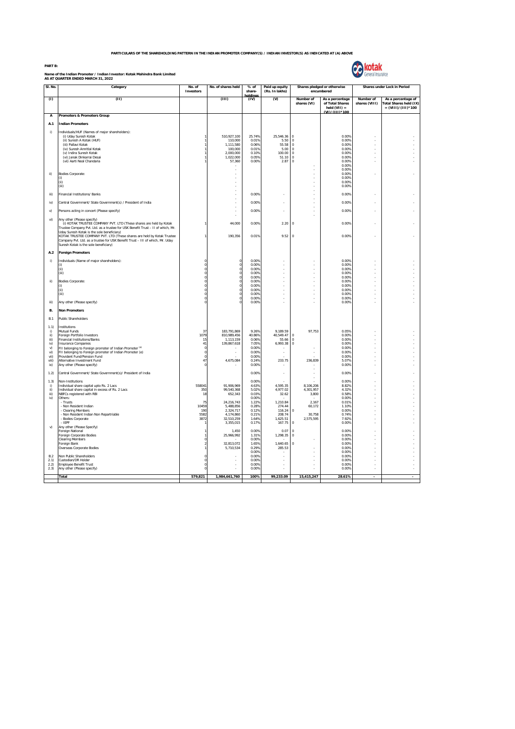# PARTICULARS OF THE SHAREHOLDING PATTERN IN THE INDIAN PROMOTER COMPANY(S) / INDIAN INVESTOR(S) AS INDICATED AT (A) ABOVE

**PART B:**

**Name of the Indian Promoter / Indian Investor: Kotak Mahindra Bank Limited**
**AS AT QUARTER ENDED MARCH 31, 2022**

| Sl. No. | Category | No. of Investors | No. of shares held | % of share-holdings | Paid up equity (Rs. In lakhs) | Shares pledged or otherwise encumbered | | Shares under Lock in Period | |
|---|---|---|---|---|---|---|---|---|---|
| | | | | | | Number of shares (VI) | As a percentage of Total Shares held (VII) = (VI)/(III)*100 | Number of shares (VIII) | As a percentage of Total Shares held (IX) = (VIII)/(III)*100 |
| (I) | (II) | | (III) | (IV) | (V) | | | | |
| A | **Promoters & Promoters Group** | | | | | | | | |
| A.1 | **Indian Promoters** | | | | | | | | |
| i) | Individuals/HUF (Names of major shareholders): | | | | | | | | |
| | (i) Uday Suresh Kotak | 1 | 510,927,100 | 25.74% | 25,546.36 | 0 | 0.00% | - | - |
| | (ii) Suresh A Kotak (HUF) | 1 | 110,000 | 0.01% | 5.50 | 0 | 0.00% | - | - |
| | (iii) Pallavi Kotak | 1 | 1,111,580 | 0.06% | 55.58 | 0 | 0.00% | - | - |
| | (iv) Suresh Amritlal Kotak | 1 | 100,000 | 0.01% | 5.00 | 0 | 0.00% | - | - |
| | (v) Indira Suresh Kotak | 1 | 2,000,000 | 0.10% | 100.00 | 0 | 0.00% | - | - |
| | (vi) Janak Dinkarrai Desai | 1 | 1,022,000 | 0.05% | 51.10 | 0 | 0.00% | - | - |
| | (vii) Aarti Neal Chandaria | 1 | 57,360 | 0.00% | 2.87 | 0 | 0.00% | - | - |
| | | | - | | | - | 0.00% | | |
| | | | - | | | - | 0.00% | | |
| ii) | Bodies Corporate: | | - | | | - | 0.00% | - | - |
| | (i) | | - | | | - | 0.00% | | |
| | (ii) | | - | | | - | 0.00% | | |
| | (iii) | | - | | | - | 0.00% | | |
| iii) | Financial Institutions/ Banks | | - | 0.00% | - | - | 0.00% | - | - |
| iv) | Central Government/ State Government(s) / President of India | | - | 0.00% | - | - | 0.00% | - | - |
| v) | Persons acting in concert (Please specify) | | - | 0.00% | - | - | 0.00% | - | - |
| vi) | Any other (Please specify) (i) KOTAK TRUSTEE COMPANY PVT. LTD (These shares are held by Kotak Trustee Company Pvt. Ltd. as a trustee for USK Benefit Trust - II of which, Mr. Uday Suresh Kotak is the sole beneficiary) | 1 | 44,000 | 0.00% | 2.20 | 0 | 0.00% | - | - |
| | KOTAK TRUSTEE COMPANY PVT. LTD (These shares are held by Kotak Trustee Company Pvt. Ltd. as a trustee for USK Benefit Trust - III of which, Mr. Uday Suresh Kotak is the sole beneficiary) | 1 | 190,356 | 0.01% | 9.52 | 0 | 0.00% | - | - |
| A.2 | **Foreign Promoters** | | | | | | | | |
| i) | Individuals (Name of major shareholders): | 0 | 0 | 0.00% | - | - | 0.00% | - | - |
| | (i) | 0 | 0 | 0.00% | - | - | 0.00% | - | - |
| | (ii) | 0 | 0 | 0.00% | - | - | 0.00% | - | - |
| | (iii) | 0 | 0 | 0.00% | - | - | 0.00% | - | - |
| | | 0 | 0 | 0.00% | - | - | 0.00% | - | - |
| ii) | Bodies Corporate: | 0 | 0 | 0.00% | - | - | 0.00% | - | - |
| | (i) | 0 | 0 | 0.00% | - | - | 0.00% | - | - |
| | (ii) | 0 | 0 | 0.00% | - | - | 0.00% | - | - |
| | (iii) | 0 | 0 | 0.00% | - | - | 0.00% | - | - |
| | | 0 | 0 | 0.00% | - | - | 0.00% | - | - |
| iii) | Any other (Please specify) | 0 | 0 | 0.00% | - | - | 0.00% | - | - |
| B. | **Non Promoters** | | | | | | | | |
| B.1 | Public Shareholders | | | | | | | | |
| 1.1) | Institutions | | | | | | | | |
| i) | Mutual Funds | 37 | 183,791,869 | 9.26% | 9,189.59 | 97,753 | 0.05% | - | - |
| ii) | Foreign Portfolio Investors | 1079 | 810,989,456 | 40.86% | 40,549.47 | 0 | 0.00% | - | - |
| iii) | Financial Institutions/Banks | 15 | 1,113,159 | 0.06% | 55.66 | 0 | 0.00% | - | - |
| iv) | Insurance Companies | 41 | 139,867,618 | 7.05% | 6,993.38 | 0 | 0.00% | - | - |
| v) | FII belonging to Foreign promoter of Indian Promoter (e) | 0 | - | 0.00% | - | - | 0.00% | - | - |
| vi) | FII belonging to Foreign promoter of Indian Promoter (e) | 0 | - | 0.00% | - | - | 0.00% | - | - |
| vii) | Provident Fund/Pension Fund | 0 | - | 0.00% | - | - | 0.00% | - | - |
| viii) | Alternative Investment Fund | 47 | 4,675,084 | 0.24% | 233.75 | 236,839 | 5.07% | - | - |
| ix) | Any other (Please specify) | 0 | - | 0.00% | - | - | 0.00% | - | - |
| 1.2) | Central Government/ State Government(s)/ President of India | | | 0.00% | - | - | 0.00% | - | - |
| 1.3) | Non-Institutions | | | 0.00% | - | - | 0.00% | - | - |
| i) | Individual share capital upto Rs. 2 Lacs | 558041 | 91,906,969 | 4.63% | 4,595.35 | 8,106,206 | 8.82% | - | - |
| ii) | Individual share capital in excess of Rs. 2 Lacs | 350 | 99,540,368 | 5.02% | 4,977.02 | 4,301,957 | 4.32% | - | - |
| iii) | NBFCs registered with RBI | 18 | 652,343 | 0.03% | 32.62 | 3,800 | 0.58% | - | - |
| iv) | Others: | | | 0.00% | - | - | 0.00% | - | - |
| | - Trusts | 75 | 24,216,743 | 1.22% | 1,210.84 | 2,167 | 0.01% | - | - |
| | - Non Resident Indian | 10459 | 5,488,856 | 0.28% | 274.44 | 60,172 | 1.10% | - | - |
| | - Clearing Members | 190 | 2,324,717 | 0.12% | 116.24 | 0 | 0.00% | - | - |
| | - Non Resident Indian Non Repartriable | 5582 | 4,174,860 | 0.21% | 208.74 | 30,758 | 0.74% | - | - |
| | - Bodies Corporate | 3872 | 32,510,259 | 1.64% | 1,625.51 | 2,575,595 | 7.92% | - | - |
| | - IEPF | 1 | 3,355,015 | 0.17% | 167.75 | 0 | 0.00% | - | - |
| v) | Any other (Please Specify) | | | | | | | | |
| | Foreign National | 1 | 1,450 | 0.00% | 0.07 | 0 | 0.00% | - | - |
| | Foreign Corporate Bodies | 1 | 25,966,992 | 1.31% | 1,298.35 | 0 | 0.00% | - | - |
| | Clearing Members | 0 | - | 0.00% | - | - | 0.00% | - | - |
| | Foreign Bank | 2 | 32,813,072 | 1.65% | 1,640.65 | 0 | 0.00% | - | - |
| | Overseas Corporate Bodies | 1 | 5,710,534 | 0.29% | 285.53 | - | 0.00% | - | - |
| | | | | 0.00% | - | - | 0.00% | - | - |
| B.2 | Non Public Shareholders | 0 | - | 0.00% | - | - | 0.00% | - | - |
| 2.1) | Custodian/DR Holder | 0 | - | 0.00% | - | - | 0.00% | - | - |
| 2.2) | Employee Benefit Trust | 0 | - | 0.00% | - | - | 0.00% | - | - |
| 2.3) | Any other (Please specify) | 0 | - | 0.00% | - | - | 0.00% | - | - |
| | **Total** | **579,821** | **1,984,661,760** | **100%** | **99,233.09** | **15,415,247** | **28.61%** | **-** | **-** |